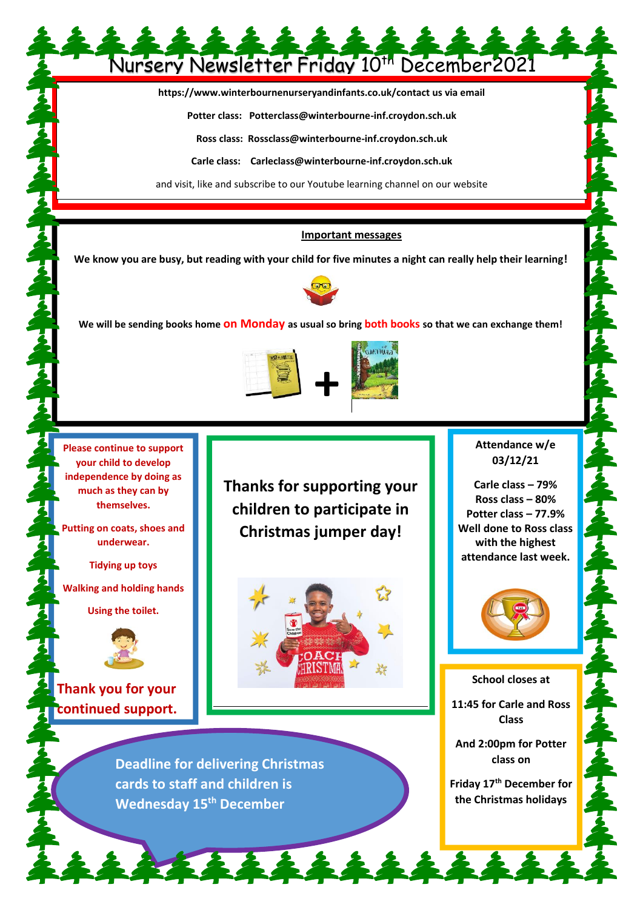# Nursery Newsletter Friday 10th December2021

**https://www.winterbournenurseryandinfants.co.uk/contact us via email**

**Potter class: Potterclass@winterbourne-inf.croydon.sch.uk**

**Ross class: Rossclass@winterbourne-inf.croydon.sch.uk**

**Carle class: Carleclass@winterbourne-inf.croydon.sch.uk**

and visit, like and subscribe to our Youtube learning channel on our website

## Important messages

**We know you are busy, but reading with your child for five minutes a night can really help their learning!**

**We will be sending books home on Monday as usual so bring both books so that we can exchange them!**

**Please continue to support your child to develop independence by doing as much as they can by themselves.**

**Putting on coats, shoes and underwear.**

**Tidying up toys**

**Walking and holding hands**

**Using the toilet.**

**Thank you for your continued support.**

**Thanks for supporting your children to participate in Christmas jumper day!**

**Attendance w/e 03/12/21**

**Carle class – 79%**
**Ross class – 80%**
**Potter class – 77.9%**
**Well done to Ross class with the highest attendance last week.**

**Deadline for delivering Christmas cards to staff and children is Wednesday 15th December**

**School closes at**

**11:45 for Carle and Ross Class**

**And 2:00pm for Potter class on**

**Friday 17th December for the Christmas holidays**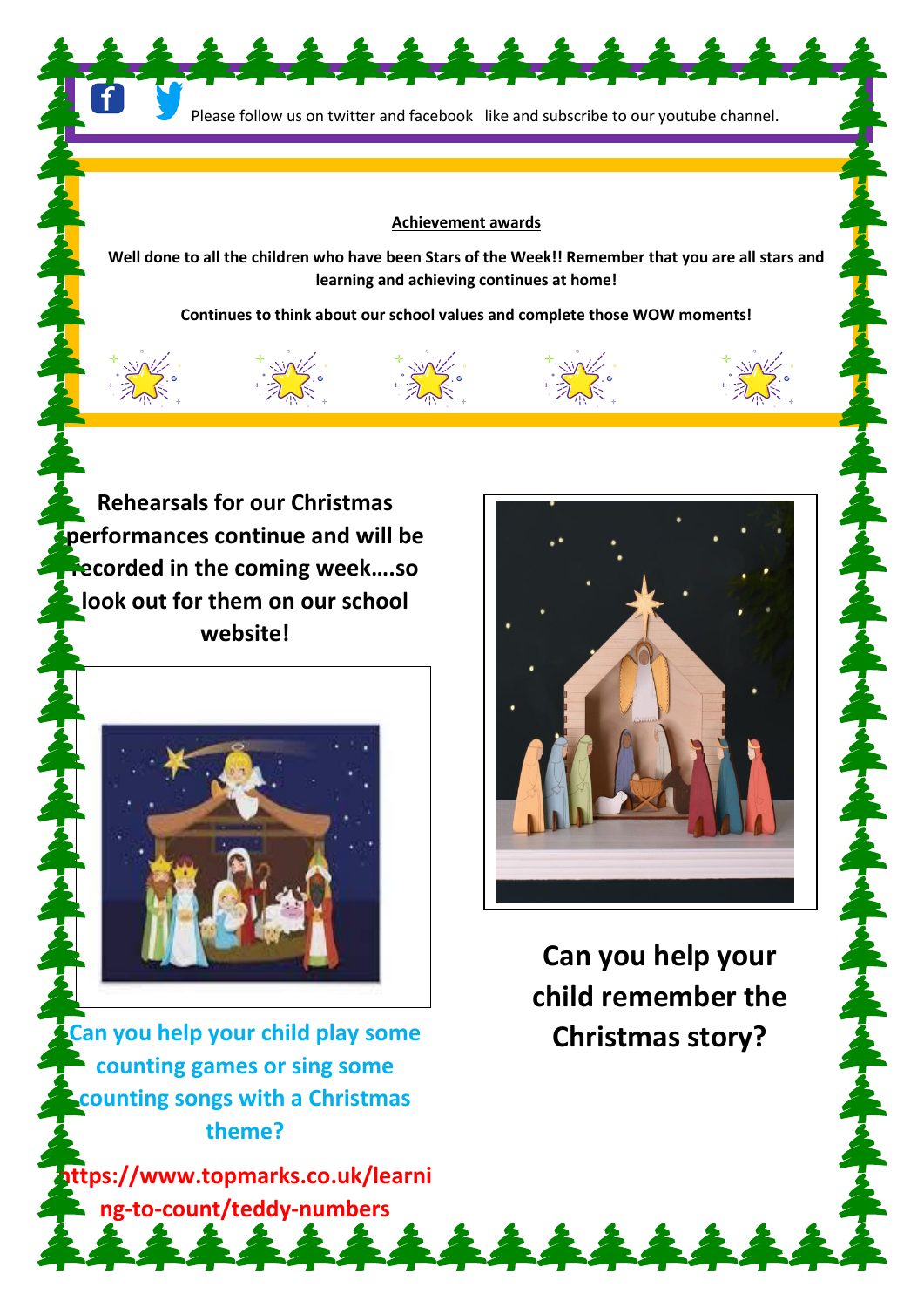Please follow us on twitter and facebook like and subscribe to our youtube channel.

## Achievement awards

**Well done to all the children who have been Stars of the Week!! Remember that you are all stars and learning and achieving continues at home!**

**Continues to think about our school values and complete those WOW moments!**

**Rehearsals for our Christmas performances continue and will be recorded in the coming week….so look out for them on our school website!**

**Can you help your child play some counting games or sing some counting songs with a Christmas theme?**

**https://www.topmarks.co.uk/learning-to-count/teddy-numbers**

**Can you help your child remember the Christmas story?**